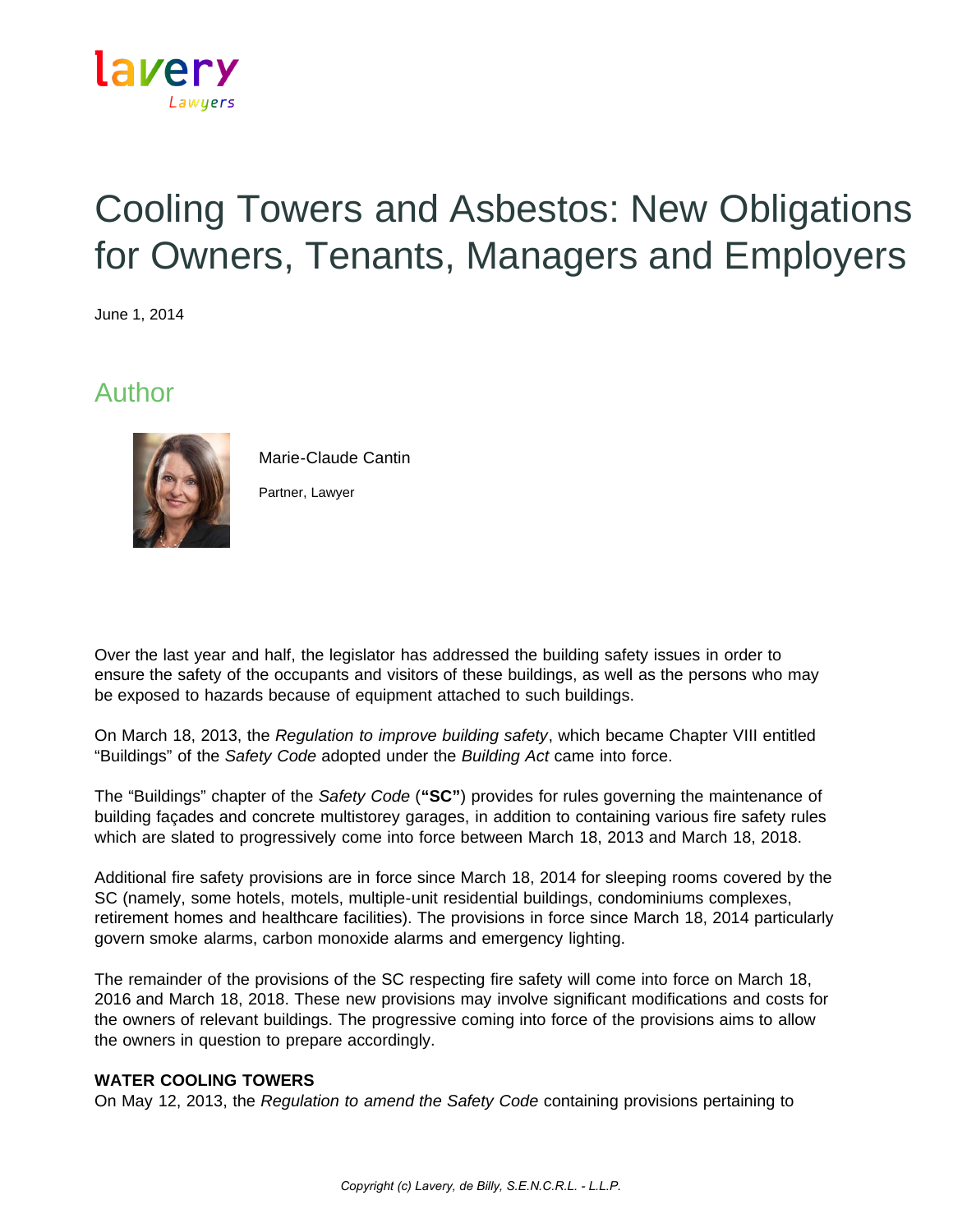lavery
Lawyers

# Cooling Towers and Asbestos: New Obligations for Owners, Tenants, Managers and Employers

June 1, 2014

## Author

Marie-Claude Cantin

Partner, Lawyer

Over the last year and half, the legislator has addressed the building safety issues in order to ensure the safety of the occupants and visitors of these buildings, as well as the persons who may be exposed to hazards because of equipment attached to such buildings.

On March 18, 2013, the *Regulation to improve building safety*, which became Chapter VIII entitled "Buildings" of the *Safety Code* adopted under the *Building Act* came into force.

The "Buildings" chapter of the *Safety Code* (**"SC"**) provides for rules governing the maintenance of building façades and concrete multistorey garages, in addition to containing various fire safety rules which are slated to progressively come into force between March 18, 2013 and March 18, 2018.

Additional fire safety provisions are in force since March 18, 2014 for sleeping rooms covered by the SC (namely, some hotels, motels, multiple-unit residential buildings, condominiums complexes, retirement homes and healthcare facilities). The provisions in force since March 18, 2014 particularly govern smoke alarms, carbon monoxide alarms and emergency lighting.

The remainder of the provisions of the SC respecting fire safety will come into force on March 18, 2016 and March 18, 2018. These new provisions may involve significant modifications and costs for the owners of relevant buildings. The progressive coming into force of the provisions aims to allow the owners in question to prepare accordingly.

**WATER COOLING TOWERS**

On May 12, 2013, the *Regulation to amend the Safety Code* containing provisions pertaining to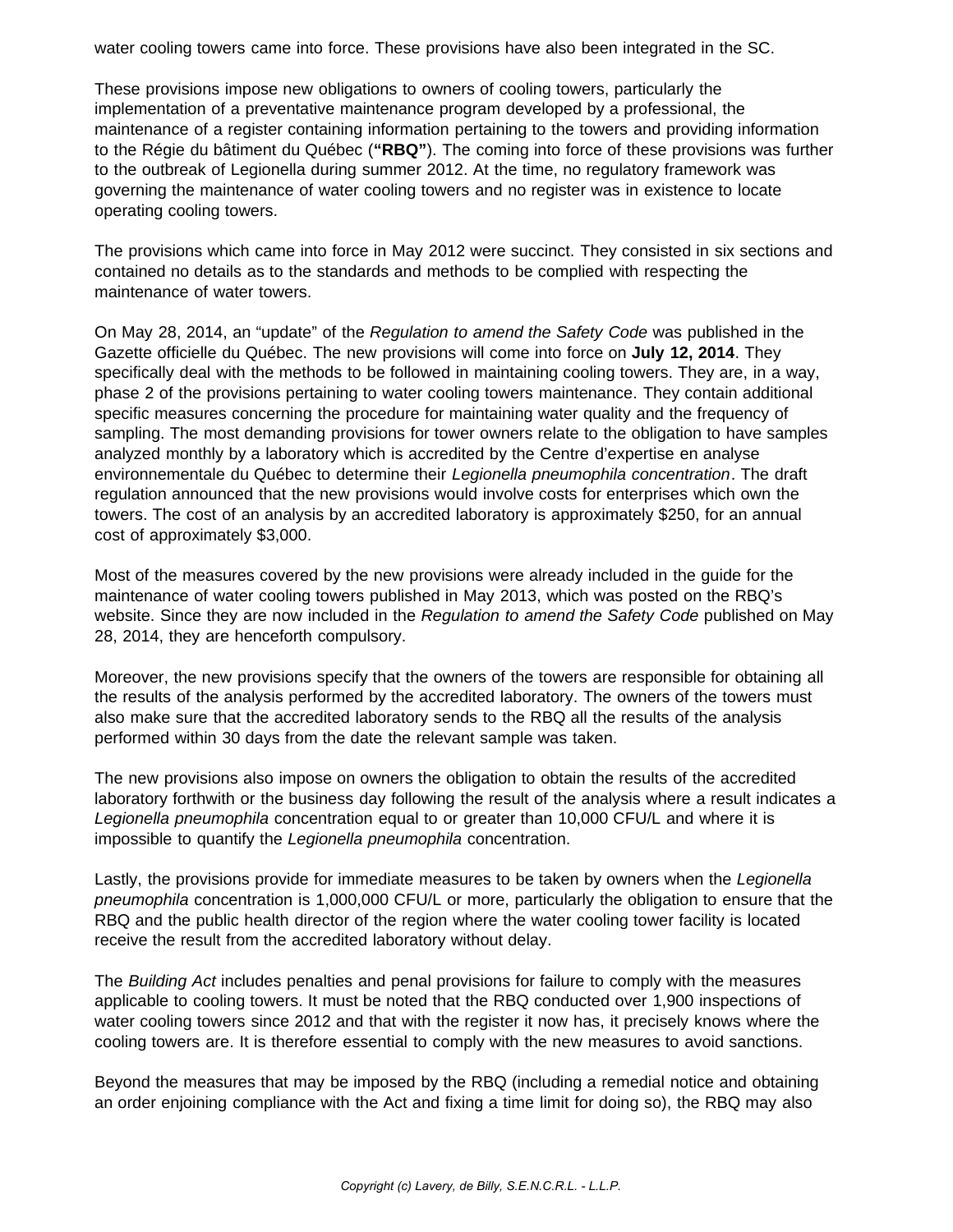water cooling towers came into force. These provisions have also been integrated in the SC.

These provisions impose new obligations to owners of cooling towers, particularly the implementation of a preventative maintenance program developed by a professional, the maintenance of a register containing information pertaining to the towers and providing information to the Régie du bâtiment du Québec (**"RBQ"**). The coming into force of these provisions was further to the outbreak of Legionella during summer 2012. At the time, no regulatory framework was governing the maintenance of water cooling towers and no register was in existence to locate operating cooling towers.

The provisions which came into force in May 2012 were succinct. They consisted in six sections and contained no details as to the standards and methods to be complied with respecting the maintenance of water towers.

On May 28, 2014, an "update" of the *Regulation to amend the Safety Code* was published in the Gazette officielle du Québec. The new provisions will come into force on **July 12, 2014**. They specifically deal with the methods to be followed in maintaining cooling towers. They are, in a way, phase 2 of the provisions pertaining to water cooling towers maintenance. They contain additional specific measures concerning the procedure for maintaining water quality and the frequency of sampling. The most demanding provisions for tower owners relate to the obligation to have samples analyzed monthly by a laboratory which is accredited by the Centre d'expertise en analyse environnementale du Québec to determine their *Legionella pneumophila concentration*. The draft regulation announced that the new provisions would involve costs for enterprises which own the towers. The cost of an analysis by an accredited laboratory is approximately $250, for an annual cost of approximately $3,000.

Most of the measures covered by the new provisions were already included in the guide for the maintenance of water cooling towers published in May 2013, which was posted on the RBQ's website. Since they are now included in the *Regulation to amend the Safety Code* published on May 28, 2014, they are henceforth compulsory.

Moreover, the new provisions specify that the owners of the towers are responsible for obtaining all the results of the analysis performed by the accredited laboratory. The owners of the towers must also make sure that the accredited laboratory sends to the RBQ all the results of the analysis performed within 30 days from the date the relevant sample was taken.

The new provisions also impose on owners the obligation to obtain the results of the accredited laboratory forthwith or the business day following the result of the analysis where a result indicates a *Legionella pneumophila* concentration equal to or greater than 10,000 CFU/L and where it is impossible to quantify the *Legionella pneumophila* concentration.

Lastly, the provisions provide for immediate measures to be taken by owners when the *Legionella pneumophila* concentration is 1,000,000 CFU/L or more, particularly the obligation to ensure that the RBQ and the public health director of the region where the water cooling tower facility is located receive the result from the accredited laboratory without delay.

The *Building Act* includes penalties and penal provisions for failure to comply with the measures applicable to cooling towers. It must be noted that the RBQ conducted over 1,900 inspections of water cooling towers since 2012 and that with the register it now has, it precisely knows where the cooling towers are. It is therefore essential to comply with the new measures to avoid sanctions.

Beyond the measures that may be imposed by the RBQ (including a remedial notice and obtaining an order enjoining compliance with the Act and fixing a time limit for doing so), the RBQ may also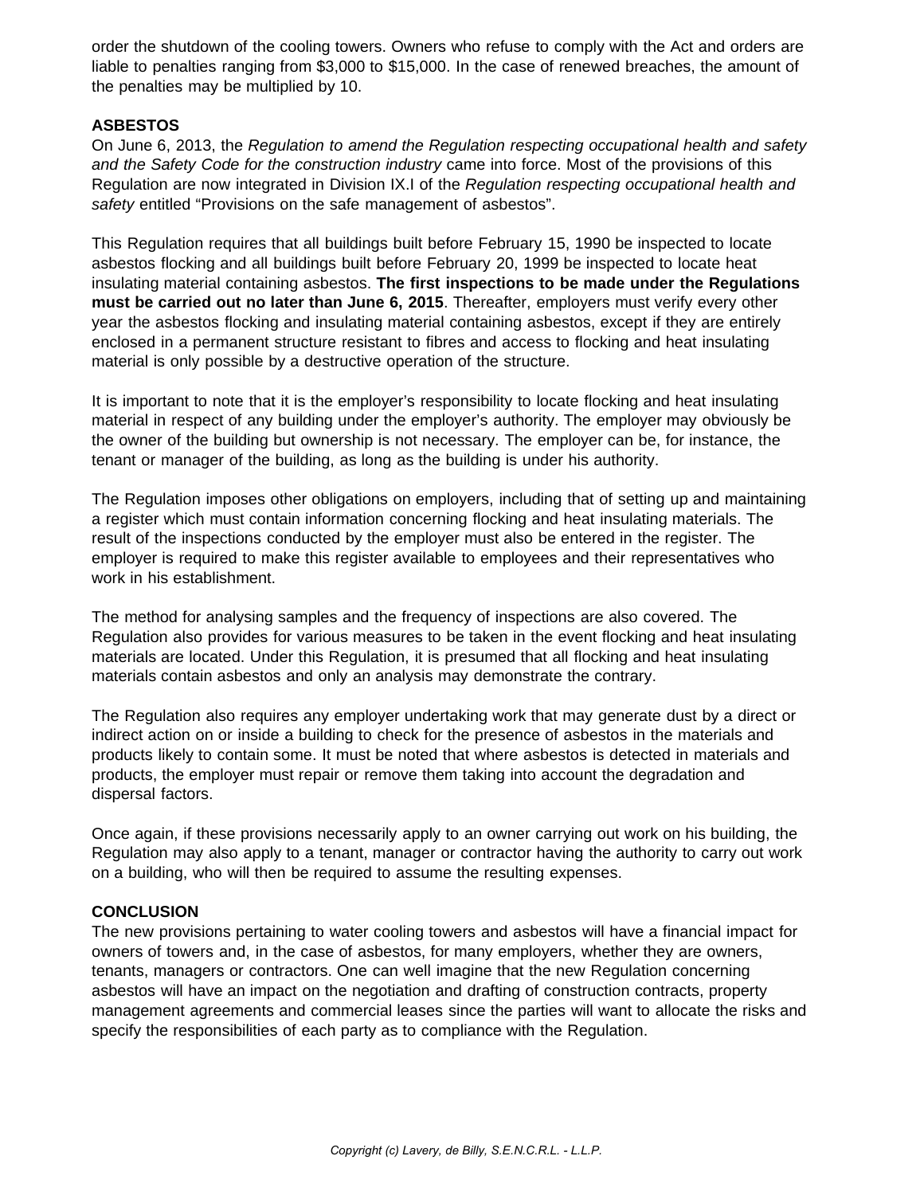order the shutdown of the cooling towers. Owners who refuse to comply with the Act and orders are liable to penalties ranging from $3,000 to $15,000. In the case of renewed breaches, the amount of the penalties may be multiplied by 10.

## ASBESTOS

On June 6, 2013, the *Regulation to amend the Regulation respecting occupational health and safety and the Safety Code for the construction industry* came into force. Most of the provisions of this Regulation are now integrated in Division IX.I of the *Regulation respecting occupational health and safety* entitled "Provisions on the safe management of asbestos".

This Regulation requires that all buildings built before February 15, 1990 be inspected to locate asbestos flocking and all buildings built before February 20, 1999 be inspected to locate heat insulating material containing asbestos. **The first inspections to be made under the Regulations must be carried out no later than June 6, 2015**. Thereafter, employers must verify every other year the asbestos flocking and insulating material containing asbestos, except if they are entirely enclosed in a permanent structure resistant to fibres and access to flocking and heat insulating material is only possible by a destructive operation of the structure.

It is important to note that it is the employer's responsibility to locate flocking and heat insulating material in respect of any building under the employer's authority. The employer may obviously be the owner of the building but ownership is not necessary. The employer can be, for instance, the tenant or manager of the building, as long as the building is under his authority.

The Regulation imposes other obligations on employers, including that of setting up and maintaining a register which must contain information concerning flocking and heat insulating materials. The result of the inspections conducted by the employer must also be entered in the register. The employer is required to make this register available to employees and their representatives who work in his establishment.

The method for analysing samples and the frequency of inspections are also covered. The Regulation also provides for various measures to be taken in the event flocking and heat insulating materials are located. Under this Regulation, it is presumed that all flocking and heat insulating materials contain asbestos and only an analysis may demonstrate the contrary.

The Regulation also requires any employer undertaking work that may generate dust by a direct or indirect action on or inside a building to check for the presence of asbestos in the materials and products likely to contain some. It must be noted that where asbestos is detected in materials and products, the employer must repair or remove them taking into account the degradation and dispersal factors.

Once again, if these provisions necessarily apply to an owner carrying out work on his building, the Regulation may also apply to a tenant, manager or contractor having the authority to carry out work on a building, who will then be required to assume the resulting expenses.

## CONCLUSION

The new provisions pertaining to water cooling towers and asbestos will have a financial impact for owners of towers and, in the case of asbestos, for many employers, whether they are owners, tenants, managers or contractors. One can well imagine that the new Regulation concerning asbestos will have an impact on the negotiation and drafting of construction contracts, property management agreements and commercial leases since the parties will want to allocate the risks and specify the responsibilities of each party as to compliance with the Regulation.

*Copyright (c) Lavery, de Billy, S.E.N.C.R.L. - L.L.P.*